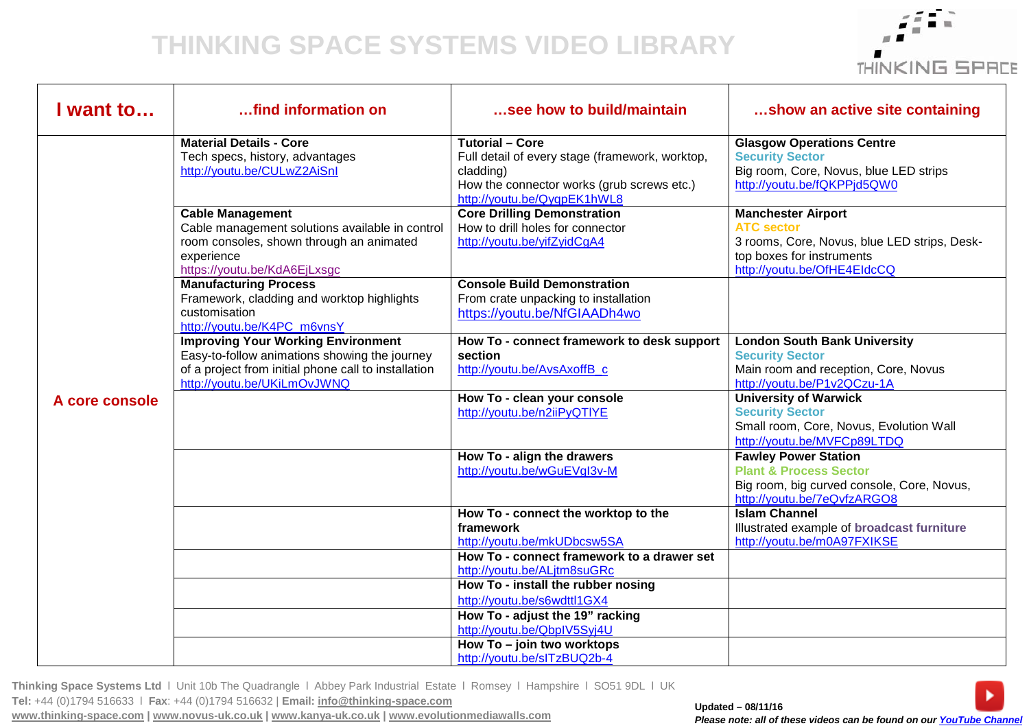# THINKING SPACE SYSTEMS VIDEO LIBRARY

| I want to… | …find information on | …see how to build/maintain | …show an active site containing |
|---|---|---|---|
| A core console | **Material Details - Core**<br>Tech specs, history, advantages<br>http://youtu.be/CULwZ2AiSnI | **Tutorial – Core**<br>Full detail of every stage (framework, worktop, cladding)<br>How the connector works (grub screws etc.)<br>http://youtu.be/QyqpEK1hWL8 | **Glasgow Operations Centre**<br>**Security Sector**<br>Big room, Core, Novus, blue LED strips<br>http://youtu.be/fQKPPjd5QW0 |
| | **Cable Management**<br>Cable management solutions available in control room consoles, shown through an animated experience<br>https://youtu.be/KdA6EjLxsgc | **Core Drilling Demonstration**<br>How to drill holes for connector<br>http://youtu.be/yifZyidCgA4 | **Manchester Airport**<br>**ATC sector**<br>3 rooms, Core, Novus, blue LED strips, Desk-top boxes for instruments<br>http://youtu.be/OfHE4EIdcCQ |
| | **Manufacturing Process**<br>Framework, cladding and worktop highlights customisation<br>http://youtu.be/K4PC_m6vnsY | **Console Build Demonstration**<br>From crate unpacking to installation<br>https://youtu.be/NfGIAADh4wo | |
| | **Improving Your Working Environment**<br>Easy-to-follow animations showing the journey of a project from initial phone call to installation<br>http://youtu.be/UKiLmOvJWNQ | **How To - connect framework to desk support section**<br>http://youtu.be/AvsAxoffB_c | **London South Bank University**<br>**Security Sector**<br>Main room and reception, Core, Novus<br>http://youtu.be/P1v2QCzu-1A |
| | | **How To - clean your console**<br>http://youtu.be/n2iiPyQTlYE | **University of Warwick**<br>**Security Sector**<br>Small room, Core, Novus, Evolution Wall<br>http://youtu.be/MVFCp89LTDQ |
| | | **How To - align the drawers**<br>http://youtu.be/wGuEVgI3v-M | **Fawley Power Station**<br>**Plant & Process Sector**<br>Big room, big curved console, Core, Novus,<br>http://youtu.be/7eQvfzARGO8 |
| | | **How To - connect the worktop to the framework**<br>http://youtu.be/mkUDbcsw5SA | **Islam Channel**<br>Illustrated example of **broadcast furniture**<br>http://youtu.be/m0A97FXIKSE |
| | | **How To - connect framework to a drawer set**<br>http://youtu.be/ALjtm8suGRc | |
| | | **How To - install the rubber nosing**<br>http://youtu.be/s6wdttl1GX4 | |
| | | **How To - adjust the 19" racking**<br>http://youtu.be/QbpIV5Syj4U | |
| | | **How To – join two worktops**<br>http://youtu.be/sITzBUQ2b-4 | |

**Thinking Space Systems Ltd** I Unit 10b The Quadrangle I Abbey Park Industrial Estate I Romsey I Hampshire I SO51 9DL I UK
**Tel:** +44 (0)1794 516633 I **Fax**: +44 (0)1794 516632 | **Email:** info@thinking-space.com
www.thinking-space.com | www.novus-uk.co.uk | www.kanya-uk.co.uk | www.evolutionmediawalls.com

**Updated – 08/11/16**
***Please note: all of these videos can be found on our YouTube Channel***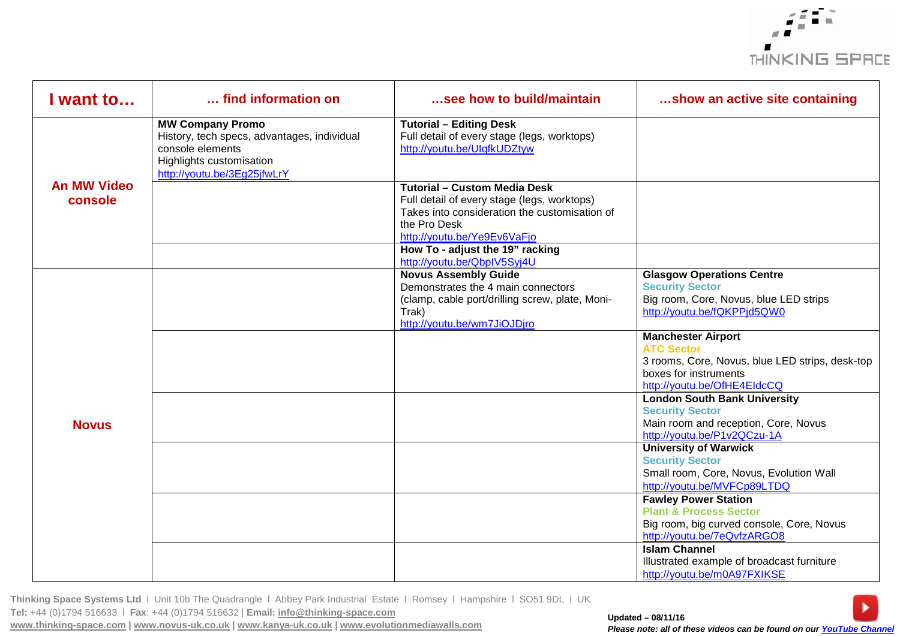| I want to… | … find information on | …see how to build/maintain | …show an active site containing |
|---|---|---|---|
| An MW Video console | **MW Company Promo**<br>History, tech specs, advantages, individual console elements<br>Highlights customisation<br>http://youtu.be/3Eg25jfwLrY | **Tutorial – Editing Desk**<br>Full detail of every stage (legs, worktops)<br>http://youtu.be/UIqfkUDZtyw | |
| | | **Tutorial – Custom Media Desk**<br>Full detail of every stage (legs, worktops)<br>Takes into consideration the customisation of the Pro Desk<br>http://youtu.be/Ye9Ev6VaFjo | |
| | | **How To - adjust the 19" racking**<br>http://youtu.be/QbpIV5Syj4U | |
| Novus | | **Novus Assembly Guide**<br>Demonstrates the 4 main connectors (clamp, cable port/drilling screw, plate, Moni-Trak)<br>http://youtu.be/wm7JiOJDjro | **Glasgow Operations Centre**<br>Security Sector<br>Big room, Core, Novus, blue LED strips<br>http://youtu.be/fQKPPjd5QW0 |
| | | | **Manchester Airport**<br>ATC Sector<br>3 rooms, Core, Novus, blue LED strips, desk-top boxes for instruments<br>http://youtu.be/OfHE4EIdcCQ |
| | | | **London South Bank University**<br>Security Sector<br>Main room and reception, Core, Novus<br>http://youtu.be/P1v2QCzu-1A |
| | | | **University of Warwick**<br>Security Sector<br>Small room, Core, Novus, Evolution Wall<br>http://youtu.be/MVFCp89LTDQ |
| | | | **Fawley Power Station**<br>Plant & Process Sector<br>Big room, big curved console, Core, Novus<br>http://youtu.be/7eQvfzARGO8 |
| | | | **Islam Channel**<br>Illustrated example of broadcast furniture<br>http://youtu.be/m0A97FXIKSE |

**Thinking Space Systems Ltd** I Unit 10b The Quadrangle I Abbey Park Industrial Estate I Romsey I Hampshire I SO51 9DL I UK
**Tel:** +44 (0)1794 516633 I **Fax**: +44 (0)1794 516632 | **Email:** info@thinking-space.com
**www.thinking-space.com | www.novus-uk.co.uk | www.kanya-uk.co.uk | www.evolutionmediawalls.com**

**Updated – 08/11/16**
***Please note: all of these videos can be found on our YouTube Channel***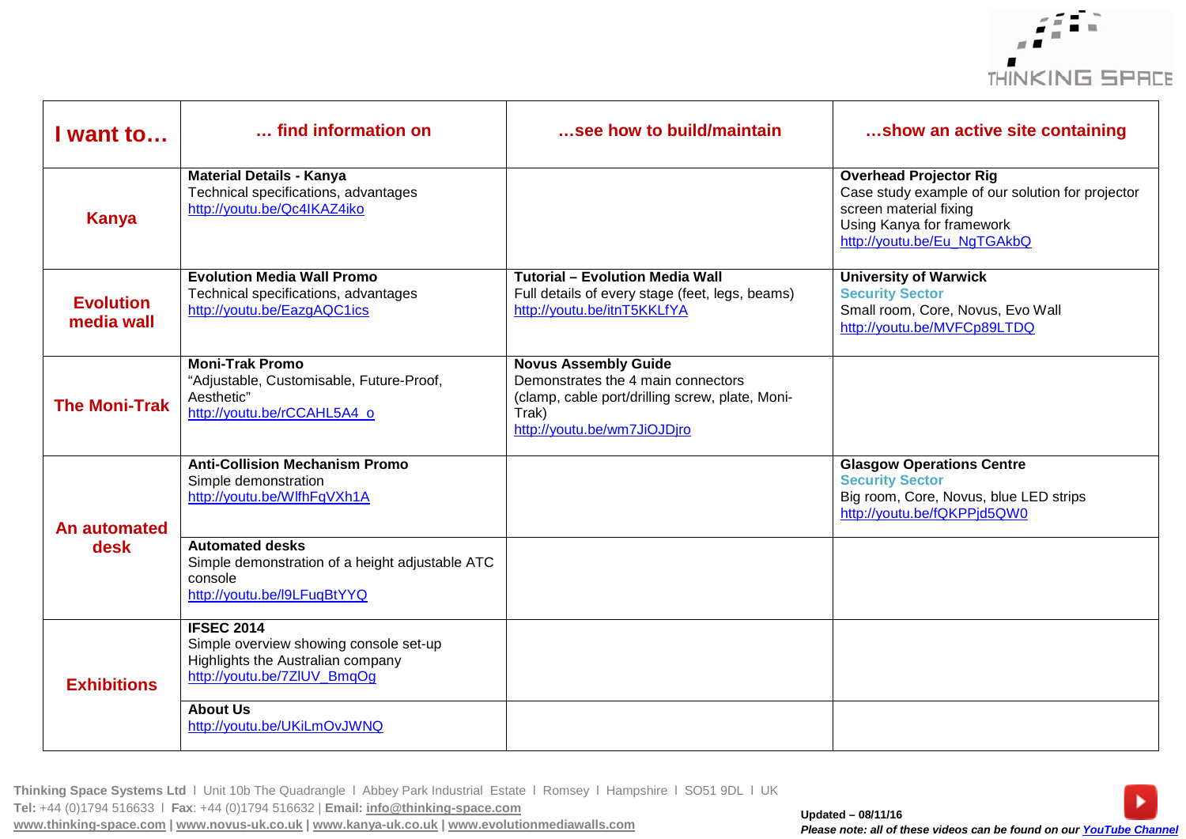| I want to… | … find information on | …see how to build/maintain | …show an active site containing |
|---|---|---|---|
| **Kanya** | **Material Details - Kanya**<br>Technical specifications, advantages<br>http://youtu.be/Qc4IKAZ4iko | | **Overhead Projector Rig**<br>Case study example of our solution for projector screen material fixing<br>Using Kanya for framework<br>http://youtu.be/Eu_NgTGAkbQ |
| **Evolution media wall** | **Evolution Media Wall Promo**<br>Technical specifications, advantages<br>http://youtu.be/EazgAQC1ics | **Tutorial – Evolution Media Wall**<br>Full details of every stage (feet, legs, beams)<br>http://youtu.be/itnT5KKLfYA | **University of Warwick**<br>**Security Sector**<br>Small room, Core, Novus, Evo Wall<br>http://youtu.be/MVFCp89LTDQ |
| **The Moni-Trak** | **Moni-Trak Promo**<br>"Adjustable, Customisable, Future-Proof, Aesthetic"<br>http://youtu.be/rCCAHL5A4_o | **Novus Assembly Guide**<br>Demonstrates the 4 main connectors (clamp, cable port/drilling screw, plate, Moni-Trak)<br>http://youtu.be/wm7JiOJDjro | |
| **An automated desk** | **Anti-Collision Mechanism Promo**<br>Simple demonstration<br>http://youtu.be/WlfhFqVXh1A | | **Glasgow Operations Centre**<br>**Security Sector**<br>Big room, Core, Novus, blue LED strips<br>http://youtu.be/fQKPPjd5QW0 |
| | **Automated desks**<br>Simple demonstration of a height adjustable ATC console<br>http://youtu.be/l9LFuqBtYYQ | | |
| **Exhibitions** | **IFSEC 2014**<br>Simple overview showing console set-up<br>Highlights the Australian company<br>http://youtu.be/7ZlUV_BmqOg | | |
| | **About Us**<br>http://youtu.be/UKiLmOvJWNQ | | |

**Thinking Space Systems Ltd** I Unit 10b The Quadrangle I Abbey Park Industrial Estate I Romsey I Hampshire I SO51 9DL I UK
**Tel:** +44 (0)1794 516633 I **Fax**: +44 (0)1794 516632 | **Email:** **info@thinking-space.com**
**www.thinking-space.com | www.novus-uk.co.uk | www.kanya-uk.co.uk | www.evolutionmediawalls.com**

**Updated – 08/11/16**
***Please note: all of these videos can be found on our YouTube Channel***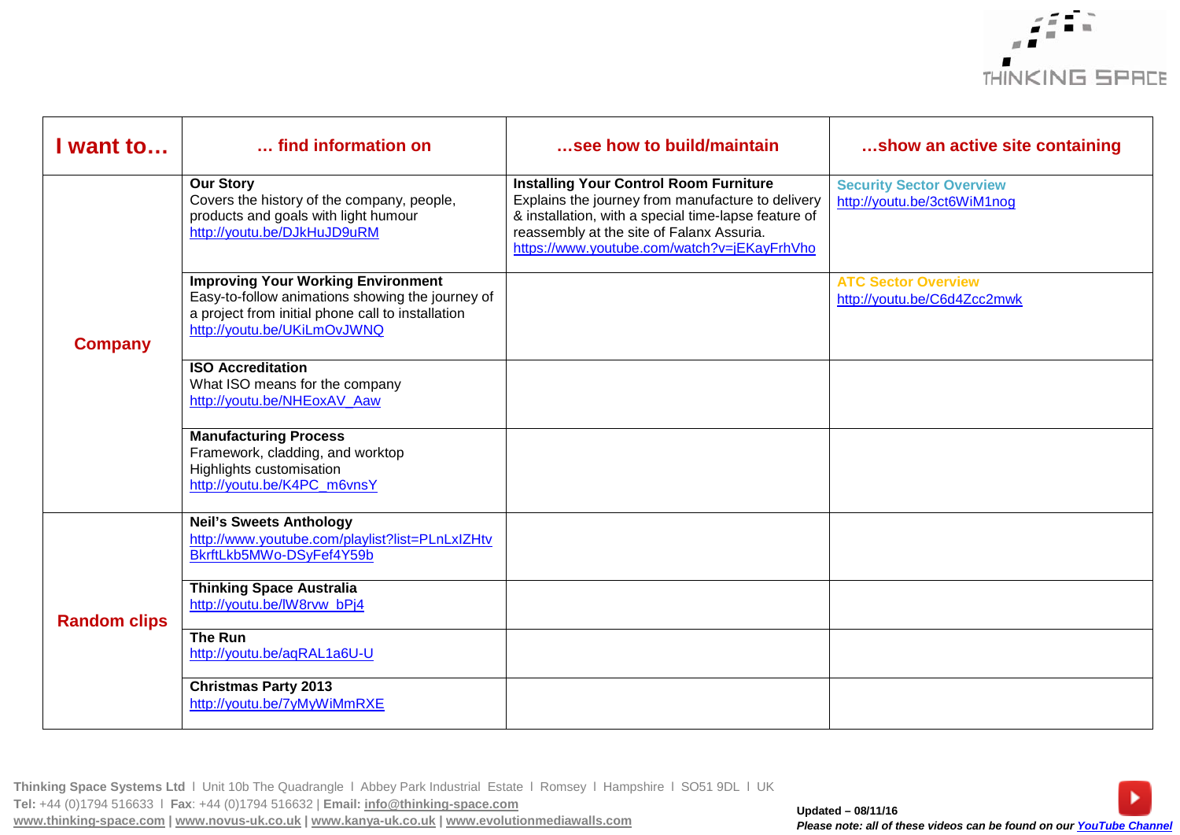| I want to… | … find information on | …see how to build/maintain | …show an active site containing |
|---|---|---|---|
| Company | **Our Story**<br>Covers the history of the company, people, products and goals with light humour<br>http://youtu.be/DJkHuJD9uRM | **Installing Your Control Room Furniture**<br>Explains the journey from manufacture to delivery & installation, with a special time-lapse feature of reassembly at the site of Falanx Assuria.<br>https://www.youtube.com/watch?v=jEKayFrhVho | **Security Sector Overview**<br>http://youtu.be/3ct6WiM1nog |
| | **Improving Your Working Environment**<br>Easy-to-follow animations showing the journey of a project from initial phone call to installation<br>http://youtu.be/UKiLmOvJWNQ | | **ATC Sector Overview**<br>http://youtu.be/C6d4Zcc2mwk |
| | **ISO Accreditation**<br>What ISO means for the company<br>http://youtu.be/NHEoxAV_Aaw | | |
| | **Manufacturing Process**<br>Framework, cladding, and worktop<br>Highlights customisation<br>http://youtu.be/K4PC_m6vnsY | | |
| Random clips | **Neil's Sweets Anthology**<br>http://www.youtube.com/playlist?list=PLnLxIZHtvBkrftLkb5MWo-DSyFef4Y59b | | |
| | **Thinking Space Australia**<br>http://youtu.be/lW8rvw_bPj4 | | |
| | **The Run**<br>http://youtu.be/aqRAL1a6U-U | | |
| | **Christmas Party 2013**<br>http://youtu.be/7yMyWiMmRXE | | |

**Thinking Space Systems Ltd** I Unit 10b The Quadrangle I Abbey Park Industrial Estate I Romsey I Hampshire I SO51 9DL I UK
**Tel:** +44 (0)1794 516633 I **Fax**: +44 (0)1794 516632 | **Email:** info@thinking-space.com
**www.thinking-space.com | www.novus-uk.co.uk | www.kanya-uk.co.uk | www.evolutionmediawalls.com**

**Updated – 08/11/16**
***Please note: all of these videos can be found on our YouTube Channel***